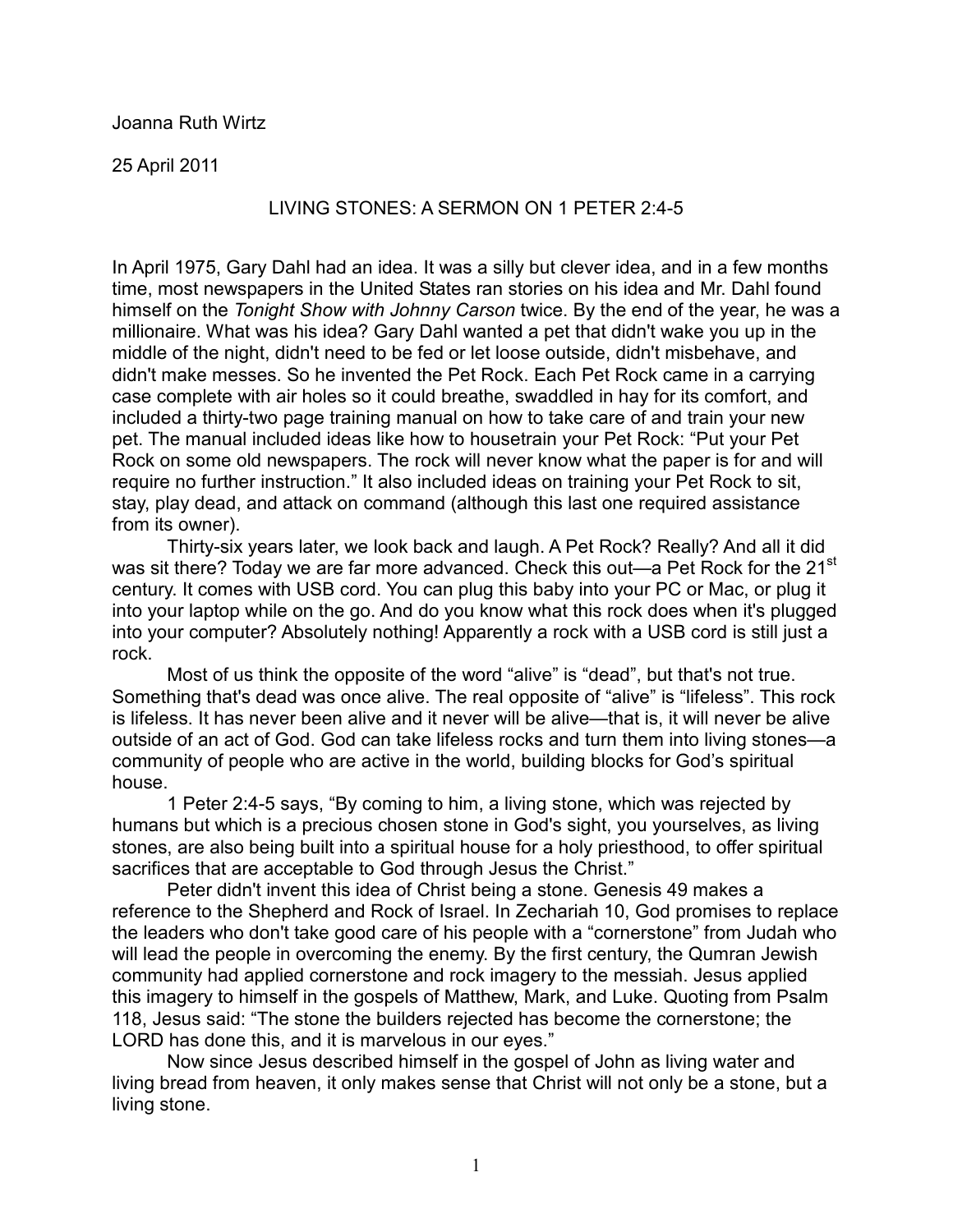Joanna Ruth Wirtz

25 April 2011

# LIVING STONES: A SERMON ON 1 PETER 2:4-5

In April 1975, Gary Dahl had an idea. It was a silly but clever idea, and in a few months time, most newspapers in the United States ran stories on his idea and Mr. Dahl found himself on the *Tonight Show with Johnny Carson* twice. By the end of the year, he was a millionaire. What was his idea? Gary Dahl wanted a pet that didn't wake you up in the middle of the night, didn't need to be fed or let loose outside, didn't misbehave, and didn't make messes. So he invented the Pet Rock. Each Pet Rock came in a carrying case complete with air holes so it could breathe, swaddled in hay for its comfort, and included a thirty-two page training manual on how to take care of and train your new pet. The manual included ideas like how to housetrain your Pet Rock: “Put your Pet Rock on some old newspapers. The rock will never know what the paper is for and will require no further instruction.” It also included ideas on training your Pet Rock to sit, stay, play dead, and attack on command (although this last one required assistance from its owner).

Thirty-six years later, we look back and laugh. A Pet Rock? Really? And all it did was sit there? Today we are far more advanced. Check this out—a Pet Rock for the 21st century. It comes with USB cord. You can plug this baby into your PC or Mac, or plug it into your laptop while on the go. And do you know what this rock does when it's plugged into your computer? Absolutely nothing! Apparently a rock with a USB cord is still just a rock.

Most of us think the opposite of the word “alive” is “dead”, but that's not true. Something that's dead was once alive. The real opposite of “alive” is “lifeless”. This rock is lifeless. It has never been alive and it never will be alive—that is, it will never be alive outside of an act of God. God can take lifeless rocks and turn them into living stones—a community of people who are active in the world, building blocks for God’s spiritual house.

1 Peter 2:4-5 says, “By coming to him, a living stone, which was rejected by humans but which is a precious chosen stone in God's sight, you yourselves, as living stones, are also being built into a spiritual house for a holy priesthood, to offer spiritual sacrifices that are acceptable to God through Jesus the Christ.”

Peter didn't invent this idea of Christ being a stone. Genesis 49 makes a reference to the Shepherd and Rock of Israel. In Zechariah 10, God promises to replace the leaders who don't take good care of his people with a “cornerstone” from Judah who will lead the people in overcoming the enemy. By the first century, the Qumran Jewish community had applied cornerstone and rock imagery to the messiah. Jesus applied this imagery to himself in the gospels of Matthew, Mark, and Luke. Quoting from Psalm 118, Jesus said: “The stone the builders rejected has become the cornerstone; the LORD has done this, and it is marvelous in our eyes.”

Now since Jesus described himself in the gospel of John as living water and living bread from heaven, it only makes sense that Christ will not only be a stone, but a living stone.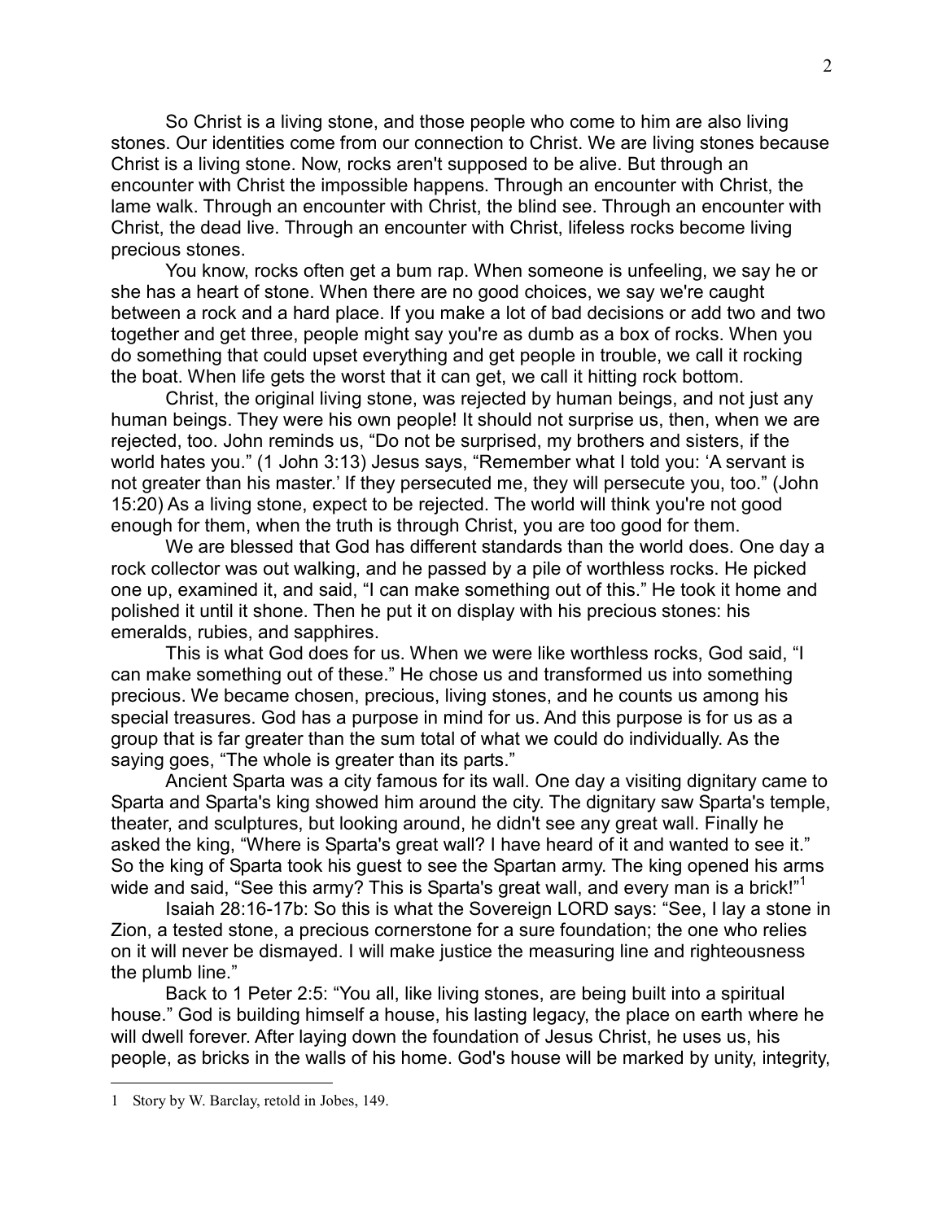So Christ is a living stone, and those people who come to him are also living stones. Our identities come from our connection to Christ. We are living stones because Christ is a living stone. Now, rocks aren't supposed to be alive. But through an encounter with Christ the impossible happens. Through an encounter with Christ, the lame walk. Through an encounter with Christ, the blind see. Through an encounter with Christ, the dead live. Through an encounter with Christ, lifeless rocks become living precious stones.

You know, rocks often get a bum rap. When someone is unfeeling, we say he or she has a heart of stone. When there are no good choices, we say we're caught between a rock and a hard place. If you make a lot of bad decisions or add two and two together and get three, people might say you're as dumb as a box of rocks. When you do something that could upset everything and get people in trouble, we call it rocking the boat. When life gets the worst that it can get, we call it hitting rock bottom.

Christ, the original living stone, was rejected by human beings, and not just any human beings. They were his own people! It should not surprise us, then, when we are rejected, too. John reminds us, "Do not be surprised, my brothers and sisters, if the world hates you." (1 John 3:13) Jesus says, "Remember what I told you: 'A servant is not greater than his master.' If they persecuted me, they will persecute you, too." (John 15:20) As a living stone, expect to be rejected. The world will think you're not good enough for them, when the truth is through Christ, you are too good for them.

We are blessed that God has different standards than the world does. One day a rock collector was out walking, and he passed by a pile of worthless rocks. He picked one up, examined it, and said, "I can make something out of this." He took it home and polished it until it shone. Then he put it on display with his precious stones: his emeralds, rubies, and sapphires.

This is what God does for us. When we were like worthless rocks, God said, "I can make something out of these." He chose us and transformed us into something precious. We became chosen, precious, living stones, and he counts us among his special treasures. God has a purpose in mind for us. And this purpose is for us as a group that is far greater than the sum total of what we could do individually. As the saying goes, "The whole is greater than its parts."

Ancient Sparta was a city famous for its wall. One day a visiting dignitary came to Sparta and Sparta's king showed him around the city. The dignitary saw Sparta's temple, theater, and sculptures, but looking around, he didn't see any great wall. Finally he asked the king, "Where is Sparta's great wall? I have heard of it and wanted to see it." So the king of Sparta took his guest to see the Spartan army. The king opened his arms wide and said, "See this army? This is Sparta's great wall, and every man is a brick!"[1]

Isaiah 28:16-17b: So this is what the Sovereign LORD says: "See, I lay a stone in Zion, a tested stone, a precious cornerstone for a sure foundation; the one who relies on it will never be dismayed. I will make justice the measuring line and righteousness the plumb line."

Back to 1 Peter 2:5: "You all, like living stones, are being built into a spiritual house." God is building himself a house, his lasting legacy, the place on earth where he will dwell forever. After laying down the foundation of Jesus Christ, he uses us, his people, as bricks in the walls of his home. God's house will be marked by unity, integrity,

---

1 Story by W. Barclay, retold in Jobes, 149.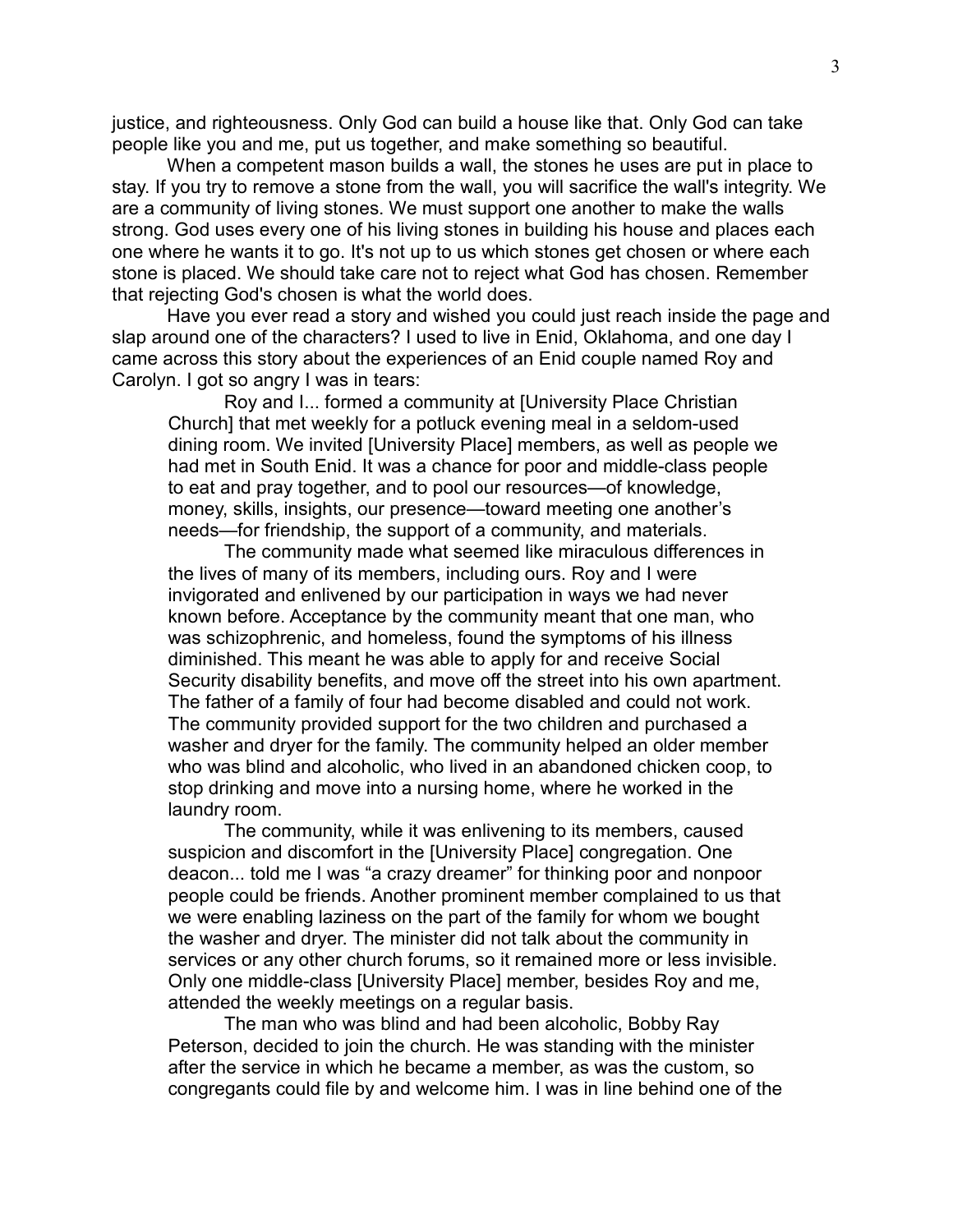justice, and righteousness. Only God can build a house like that. Only God can take people like you and me, put us together, and make something so beautiful.

When a competent mason builds a wall, the stones he uses are put in place to stay. If you try to remove a stone from the wall, you will sacrifice the wall's integrity. We are a community of living stones. We must support one another to make the walls strong. God uses every one of his living stones in building his house and places each one where he wants it to go. It's not up to us which stones get chosen or where each stone is placed. We should take care not to reject what God has chosen. Remember that rejecting God's chosen is what the world does.

Have you ever read a story and wished you could just reach inside the page and slap around one of the characters? I used to live in Enid, Oklahoma, and one day I came across this story about the experiences of an Enid couple named Roy and Carolyn. I got so angry I was in tears:

> Roy and I... formed a community at [University Place Christian Church] that met weekly for a potluck evening meal in a seldom-used dining room. We invited [University Place] members, as well as people we had met in South Enid. It was a chance for poor and middle-class people to eat and pray together, and to pool our resources—of knowledge, money, skills, insights, our presence—toward meeting one another's needs—for friendship, the support of a community, and materials.
>
> The community made what seemed like miraculous differences in the lives of many of its members, including ours. Roy and I were invigorated and enlivened by our participation in ways we had never known before. Acceptance by the community meant that one man, who was schizophrenic, and homeless, found the symptoms of his illness diminished. This meant he was able to apply for and receive Social Security disability benefits, and move off the street into his own apartment. The father of a family of four had become disabled and could not work. The community provided support for the two children and purchased a washer and dryer for the family. The community helped an older member who was blind and alcoholic, who lived in an abandoned chicken coop, to stop drinking and move into a nursing home, where he worked in the laundry room.
>
> The community, while it was enlivening to its members, caused suspicion and discomfort in the [University Place] congregation. One deacon... told me I was "a crazy dreamer" for thinking poor and nonpoor people could be friends. Another prominent member complained to us that we were enabling laziness on the part of the family for whom we bought the washer and dryer. The minister did not talk about the community in services or any other church forums, so it remained more or less invisible. Only one middle-class [University Place] member, besides Roy and me, attended the weekly meetings on a regular basis.
>
> The man who was blind and had been alcoholic, Bobby Ray Peterson, decided to join the church. He was standing with the minister after the service in which he became a member, as was the custom, so congregants could file by and welcome him. I was in line behind one of the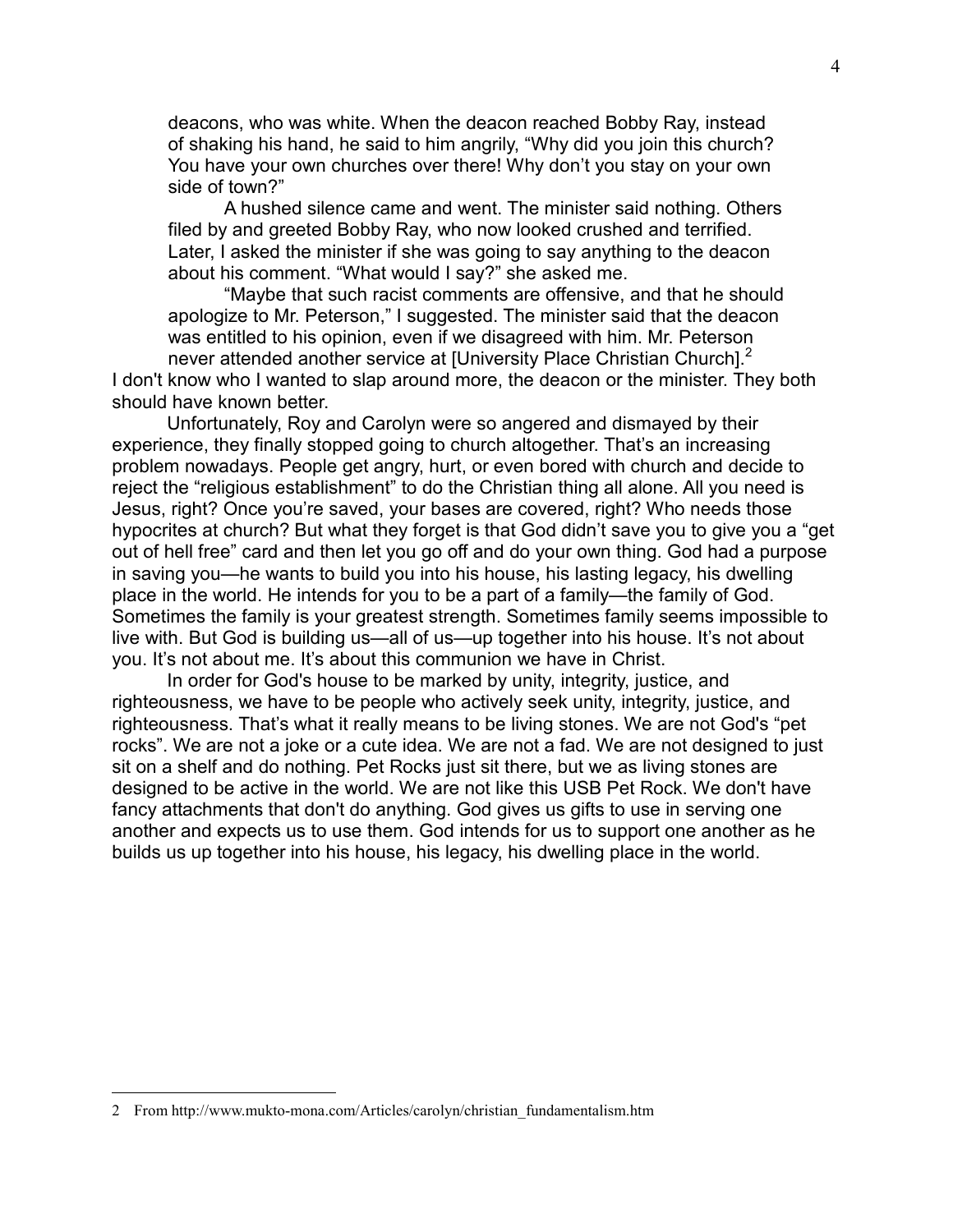> deacons, who was white. When the deacon reached Bobby Ray, instead of shaking his hand, he said to him angrily, "Why did you join this church? You have your own churches over there! Why don't you stay on your own side of town?"
>
> A hushed silence came and went. The minister said nothing. Others filed by and greeted Bobby Ray, who now looked crushed and terrified. Later, I asked the minister if she was going to say anything to the deacon about his comment. "What would I say?" she asked me.
>
> "Maybe that such racist comments are offensive, and that he should apologize to Mr. Peterson," I suggested. The minister said that the deacon was entitled to his opinion, even if we disagreed with him. Mr. Peterson never attended another service at [University Place Christian Church].[2]

I don't know who I wanted to slap around more, the deacon or the minister. They both should have known better.

Unfortunately, Roy and Carolyn were so angered and dismayed by their experience, they finally stopped going to church altogether. That's an increasing problem nowadays. People get angry, hurt, or even bored with church and decide to reject the "religious establishment" to do the Christian thing all alone. All you need is Jesus, right? Once you're saved, your bases are covered, right? Who needs those hypocrites at church? But what they forget is that God didn't save you to give you a "get out of hell free" card and then let you go off and do your own thing. God had a purpose in saving you—he wants to build you into his house, his lasting legacy, his dwelling place in the world. He intends for you to be a part of a family—the family of God. Sometimes the family is your greatest strength. Sometimes family seems impossible to live with. But God is building us—all of us—up together into his house. It's not about you. It's not about me. It's about this communion we have in Christ.

In order for God's house to be marked by unity, integrity, justice, and righteousness, we have to be people who actively seek unity, integrity, justice, and righteousness. That's what it really means to be living stones. We are not God's "pet rocks". We are not a joke or a cute idea. We are not a fad. We are not designed to just sit on a shelf and do nothing. Pet Rocks just sit there, but we as living stones are designed to be active in the world. We are not like this USB Pet Rock. We don't have fancy attachments that don't do anything. God gives us gifts to use in serving one another and expects us to use them. God intends for us to support one another as he builds us up together into his house, his legacy, his dwelling place in the world.

---

2 From http://www.mukto-mona.com/Articles/carolyn/christian_fundamentalism.htm